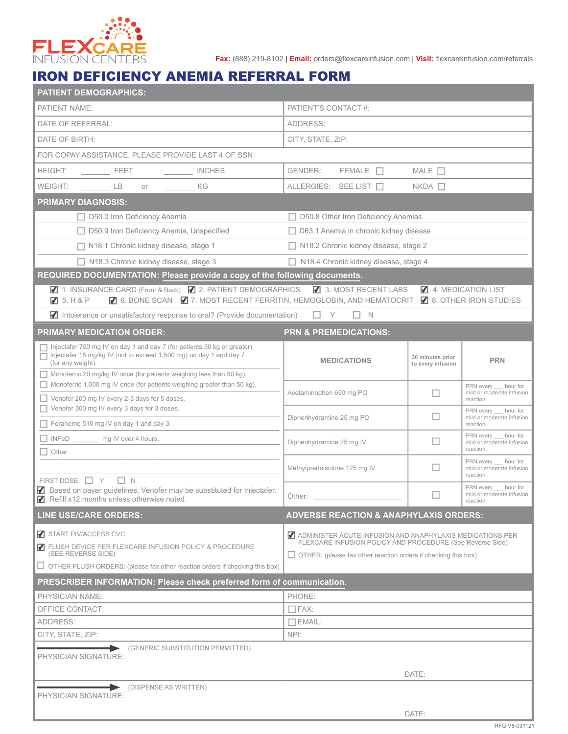FLEXCARE INFUSION CENTERS

**Fax:** (888) 219-8102 | **Email:** orders@flexcareinfusion.com | **Visit:** flexcareinfusion.com/referrals

# IRON DEFICIENCY ANEMIA REFERRAL FORM

## PATIENT DEMOGRAPHICS:

| | |
|---|---|
| PATIENT NAME: | PATIENT'S CONTACT #: |
| DATE OF REFERRAL: | ADDRESS: |
| DATE OF BIRTH: | CITY, STATE, ZIP: |
| FOR COPAY ASSISTANCE, PLEASE PROVIDE LAST 4 OF SSN: | |
| HEIGHT: ______ FEET ______ INCHES | GENDER: FEMALE ☐ MALE ☐ |
| WEIGHT: ______ LB or ______ KG | ALLERGIES: SEE LIST ☐ NKDA ☐ |

## PRIMARY DIAGNOSIS:

| | |
|---|---|
| ☐ D50.0 Iron Deficiency Anemia | ☐ D50.8 Other Iron Deficiency Anemias |
| ☐ D50.9 Iron Deficiency Anemia, Unspecified | ☐ D63.1 Anemia in chronic kidney disease |
| ☐ N18.1 Chronic kidney disease, stage 1 | ☐ N18.2 Chronic kidney disease, stage 2 |
| ☐ N18.3 Chronic kidney disease, stage 3 | ☐ N18.4 Chronic kidney disease, stage 4 |

## REQUIRED DOCUMENTATION: Please provide a copy of the following documents.

☑ 1. INSURANCE CARD (Front & Back) ☑ 2. PATIENT DEMOGRAPHICS ☑ 3. MOST RECENT LABS ☑ 4. MEDICATION LIST
☑ 5. H & P ☑ 6. BONE SCAN ☑ 7. MOST RECENT FERRITIN, HEMOGLOBIN, AND HEMATOCRIT ☑ 8. OTHER IRON STUDIES

☑ Intolerance or unsatisfactory response to oral? (Provide documentation) ☐ Y ☐ N

## PRIMARY MEDICATION ORDER:

- ☐ Injectafer 750 mg IV on day 1 and day 7 (for patients 50 kg or greater).
- ☐ Injectafer 15 mg/kg IV (not to exceed 1,500 mg) on day 1 and day 7 (for any weight).
- ☐ Monoferric 20 mg/kg IV once (for patients weighing less than 50 kg).
- ☐ Monoferric 1,000 mg IV once (for patients weighing greater than 50 kg).
- ☐ Venofer 200 mg IV every 2-3 days for 5 doses.
- ☐ Venofer 300 mg IV every 3 days for 3 doses.
- ☐ Feraheme 510 mg IV on day 1 and day 3.
- ☐ INFeD _______ mg IV over 4 hours.
- ☐ Other:

FIRST DOSE: ☐ Y ☐ N

☑ Based on payer guidelines, Venofer may be substituted for Injectafer.
☑ Refill x12 months unless otherwise noted.

## PRN & PREMEDICATIONS:

| MEDICATIONS | 30 minutes prior to every infusion | PRN |
|---|---|---|
| Acetaminophen 650 mg PO | ☐ | PRN every ___ hour for mild or moderate infusion reaction. |
| Diphenhydramine 25 mg PO | ☐ | PRN every ___ hour for mild or moderate infusion reaction. |
| Diphenhydramine 25 mg IV | ☐ | PRN every ___ hour for mild or moderate infusion reaction. |
| Methylprednisolone 125 mg IV | ☐ | PRN every ___ hour for mild or moderate infusion reaction. |
| Other: ____________________ | ☐ | PRN every ___ hour for mild or moderate infusion reaction. |

## LINE USE/CARE ORDERS:

- ☑ START PIV/ACCESS CVC
- ☑ FLUSH DEVICE PER FLEXCARE INFUSION POLICY & PROCEDURE (SEE REVERSE SIDE)
- ☐ OTHER FLUSH ORDERS: (please fax other reaction orders if checking this box)

## ADVERSE REACTION & ANAPHYLAXIS ORDERS:

- ☑ ADMINISTER ACUTE INFUSION AND ANAPHYLAXIS MEDICATIONS PER FLEXCARE INFUSION POLICY AND PROCEDURE (See Reverse Side)
- ☐ OTHER: (please fax other reaction orders if checking this box)

## PRESCRIBER INFORMATION: Please check preferred form of communication.

| | |
|---|---|
| PHYSICIAN NAME: | PHONE: |
| OFFICE CONTACT: | ☐ FAX: |
| ADDRESS: | ☐ EMAIL: |
| CITY, STATE, ZIP: | NPI: |

PHYSICIAN SIGNATURE: (GENERIC SUBSTITUTION PERMITTED) DATE:

PHYSICIAN SIGNATURE: (DISPENSE AS WRITTEN) DATE:

RFG V8-031121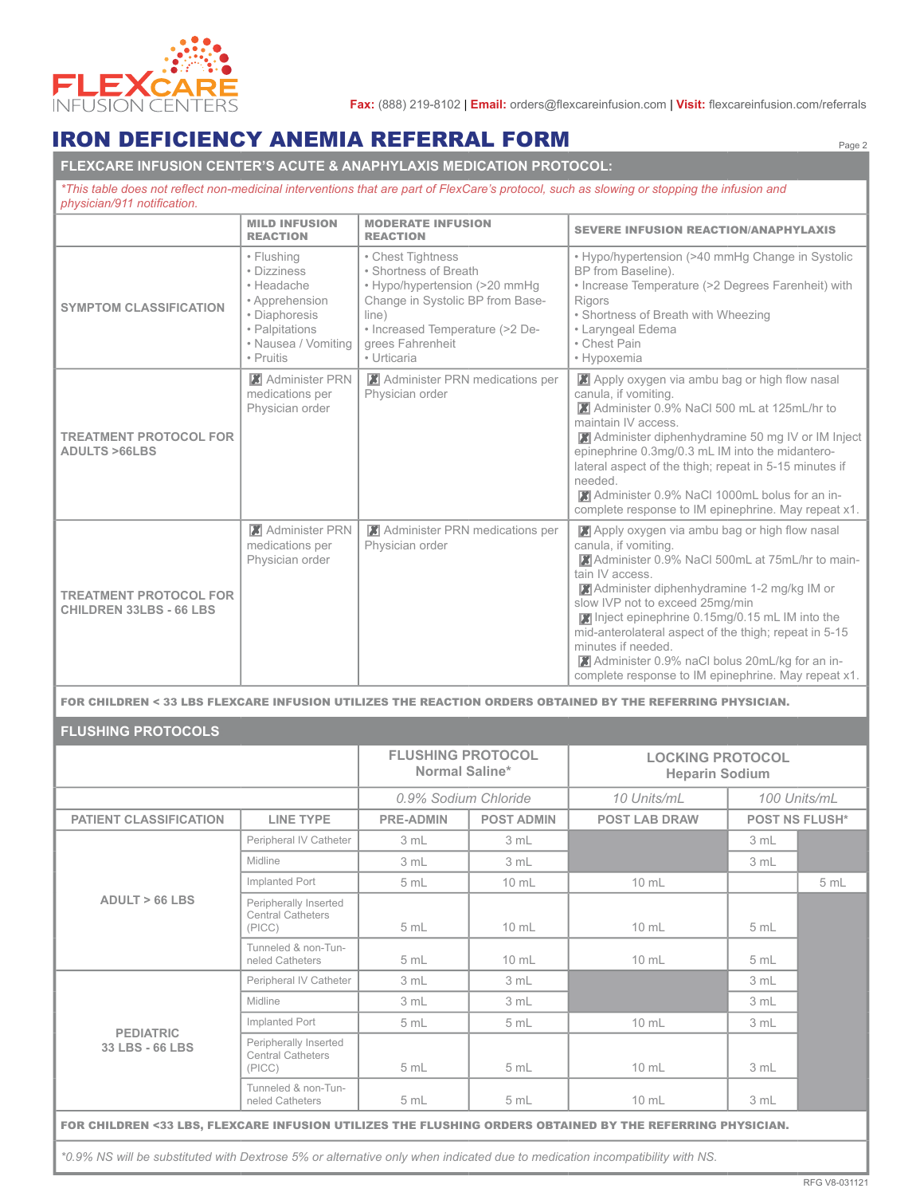# FLEXCARE INFUSION CENTERS

**Fax:** (888) 219-8102 | **Email:** orders@flexcareinfusion.com | **Visit:** flexcareinfusion.com/referrals

# IRON DEFICIENCY ANEMIA REFERRAL FORM

## FLEXCARE INFUSION CENTER'S ACUTE & ANAPHYLAXIS MEDICATION PROTOCOL:

*\*This table does not reflect non-medicinal interventions that are part of FlexCare's protocol, such as slowing or stopping the infusion and physician/911 notification.*

| | MILD INFUSION REACTION | MODERATE INFUSION REACTION | SEVERE INFUSION REACTION/ANAPHYLAXIS |
|---|---|---|---|
| **SYMPTOM CLASSIFICATION** | • Flushing<br>• Dizziness<br>• Headache<br>• Apprehension<br>• Diaphoresis<br>• Palpitations<br>• Nausea / Vomiting<br>• Pruitis | • Chest Tightness<br>• Shortness of Breath<br>• Hypo/hypertension (>20 mmHg Change in Systolic BP from Baseline)<br>• Increased Temperature (>2 Degrees Fahrenheit)<br>• Urticaria | • Hypo/hypertension (>40 mmHg Change in Systolic BP from Baseline).<br>• Increase Temperature (>2 Degrees Farenheit) with Rigors<br>• Shortness of Breath with Wheezing<br>• Laryngeal Edema<br>• Chest Pain<br>• Hypoxemia |
| **TREATMENT PROTOCOL FOR ADULTS >66LBS** | ☒ Administer PRN medications per Physician order | ☒ Administer PRN medications per Physician order | ☒ Apply oxygen via ambu bag or high flow nasal canula, if vomiting.<br>☒ Administer 0.9% NaCl 500 mL at 125mL/hr to maintain IV access.<br>☒ Administer diphenhydramine 50 mg IV or IM Inject epinephrine 0.3mg/0.3 mL IM into the midanterolateral aspect of the thigh; repeat in 5-15 minutes if needed.<br>☒ Administer 0.9% NaCl 1000mL bolus for an incomplete response to IM epinephrine. May repeat x1. |
| **TREATMENT PROTOCOL FOR CHILDREN 33LBS - 66 LBS** | ☒ Administer PRN medications per Physician order | ☒ Administer PRN medications per Physician order | ☒ Apply oxygen via ambu bag or high flow nasal canula, if vomiting.<br>☒ Administer 0.9% NaCl 500mL at 75mL/hr to maintain IV access.<br>☒ Administer diphenhydramine 1-2 mg/kg IM or slow IVP not to exceed 25mg/min<br>☒ Inject epinephrine 0.15mg/0.15 mL IM into the mid-anterolateral aspect of the thigh; repeat in 5-15 minutes if needed.<br>☒ Administer 0.9% naCl bolus 20mL/kg for an incomplete response to IM epinephrine. May repeat x1. |

**FOR CHILDREN < 33 LBS FLEXCARE INFUSION UTILIZES THE REACTION ORDERS OBTAINED BY THE REFERRING PHYSICIAN.**

## FLUSHING PROTOCOLS

| | | FLUSHING PROTOCOL Normal Saline* | | LOCKING PROTOCOL Heparin Sodium | | |
|---|---|---|---|---|---|---|
| | | *0.9% Sodium Chloride* | | *10 Units/mL* | *100 Units/mL* | |
| **PATIENT CLASSIFICATION** | **LINE TYPE** | **PRE-ADMIN** | **POST ADMIN** | **POST LAB DRAW** | **POST NS FLUSH\*** | |
| **ADULT > 66 LBS** | Peripheral IV Catheter | 3 mL | 3 mL | | 3 mL | |
| | Midline | 3 mL | 3 mL | | 3 mL | |
| | Implanted Port | 5 mL | 10 mL | 10 mL | | 5 mL |
| | Peripherally Inserted Central Catheters (PICC) | 5 mL | 10 mL | 10 mL | 5 mL | |
| | Tunneled & non-Tunneled Catheters | 5 mL | 10 mL | 10 mL | 5 mL | |
| **PEDIATRIC 33 LBS - 66 LBS** | Peripheral IV Catheter | 3 mL | 3 mL | | 3 mL | |
| | Midline | 3 mL | 3 mL | | 3 mL | |
| | Implanted Port | 5 mL | 5 mL | 10 mL | 3 mL | |
| | Peripherally Inserted Central Catheters (PICC) | 5 mL | 5 mL | 10 mL | 3 mL | |
| | Tunneled & non-Tunneled Catheters | 5 mL | 5 mL | 10 mL | 3 mL | |

**FOR CHILDREN <33 LBS, FLEXCARE INFUSION UTILIZES THE FLUSHING ORDERS OBTAINED BY THE REFERRING PHYSICIAN.**

*\*0.9% NS will be substituted with Dextrose 5% or alternative only when indicated due to medication incompatibility with NS.*

RFG V8-031121